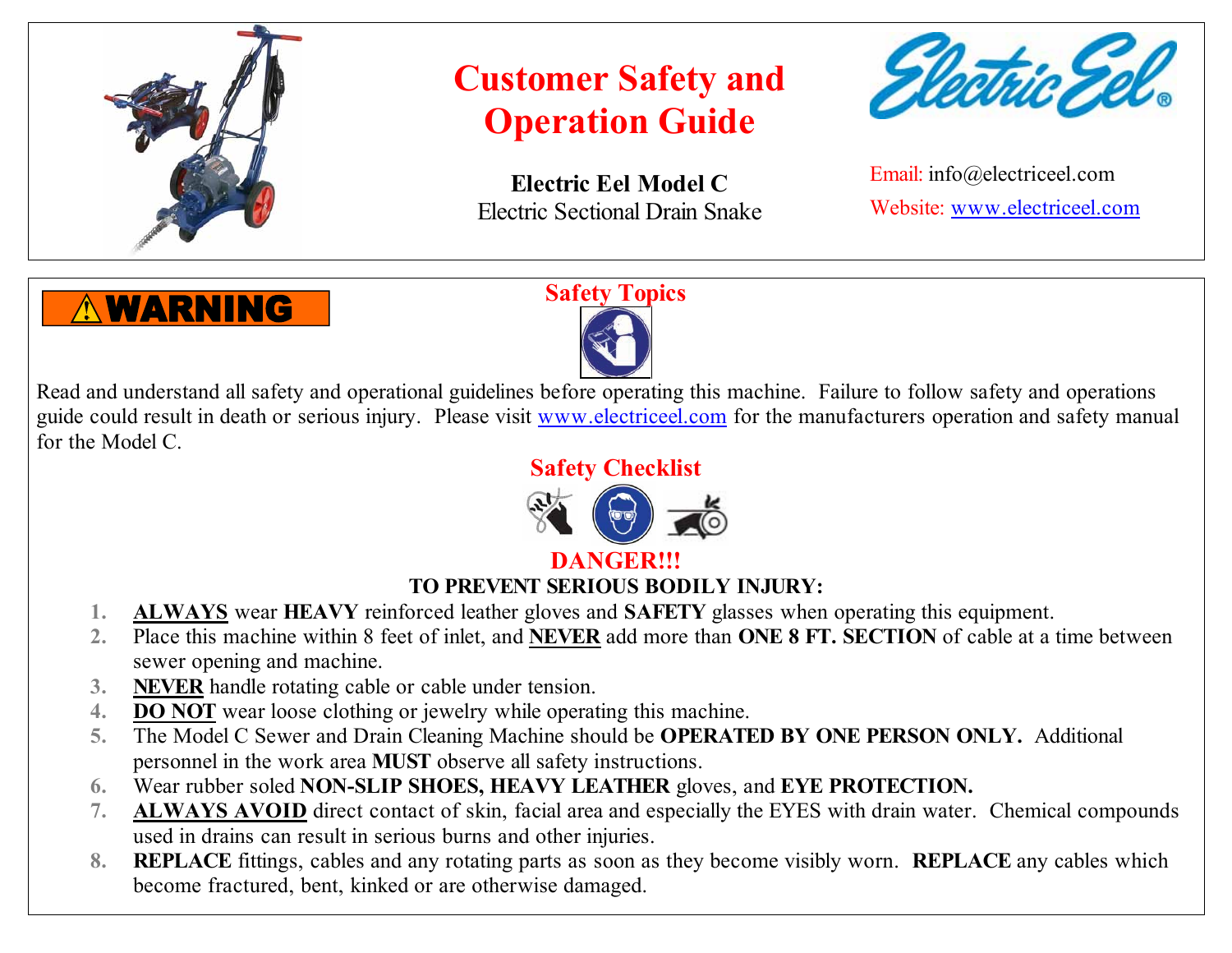# Customer Safety and Operation Guide

**Electric Eel Model C**
Electric Sectional Drain Snake

Email: info@electriceel.com
Website: www.electriceel.com

**⚠WARNING**

## Safety Topics

Read and understand all safety and operational guidelines before operating this machine. Failure to follow safety and operations guide could result in death or serious injury. Please visit www.electriceel.com for the manufacturers operation and safety manual for the Model C.

## Safety Checklist

### DANGER!!!

**TO PREVENT SERIOUS BODILY INJURY:**

1. **ALWAYS** wear **HEAVY** reinforced leather gloves and **SAFETY** glasses when operating this equipment.
2. Place this machine within 8 feet of inlet, and **NEVER** add more than **ONE 8 FT. SECTION** of cable at a time between sewer opening and machine.
3. **NEVER** handle rotating cable or cable under tension.
4. **DO NOT** wear loose clothing or jewelry while operating this machine.
5. The Model C Sewer and Drain Cleaning Machine should be **OPERATED BY ONE PERSON ONLY.** Additional personnel in the work area **MUST** observe all safety instructions.
6. Wear rubber soled **NON-SLIP SHOES, HEAVY LEATHER** gloves, and **EYE PROTECTION.**
7. **ALWAYS AVOID** direct contact of skin, facial area and especially the EYES with drain water. Chemical compounds used in drains can result in serious burns and other injuries.
8. **REPLACE** fittings, cables and any rotating parts as soon as they become visibly worn. **REPLACE** any cables which become fractured, bent, kinked or are otherwise damaged.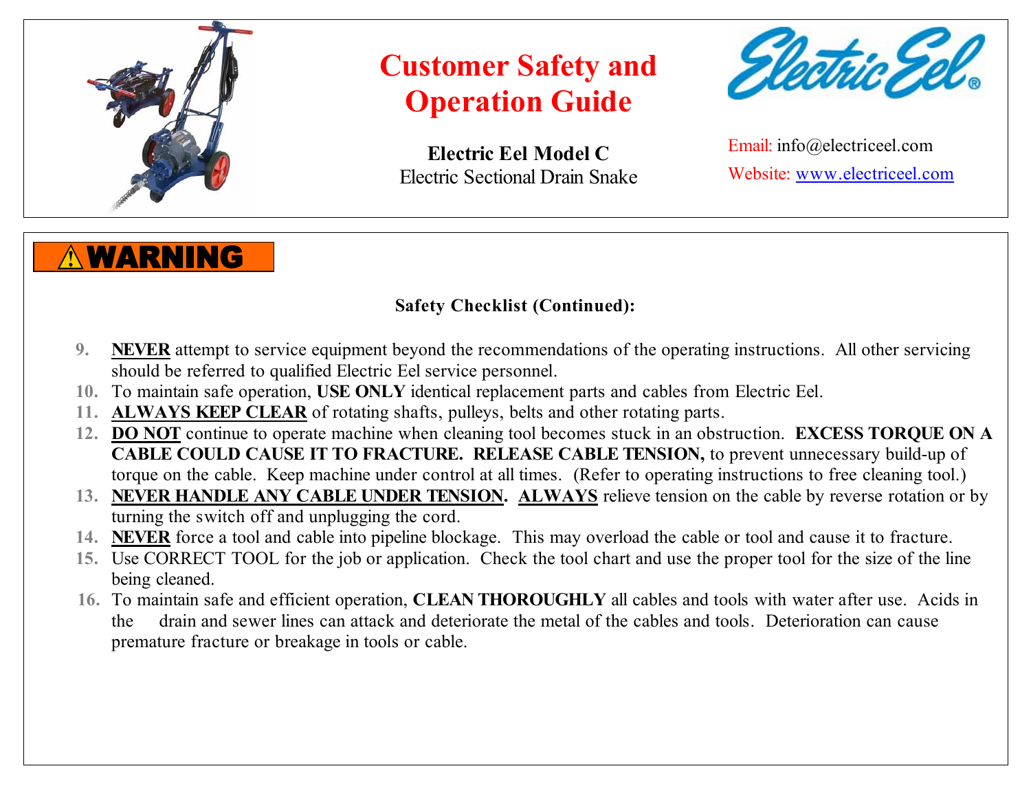# Customer Safety and Operation Guide

**Electric Eel Model C**
Electric Sectional Drain Snake

Email: info@electriceel.com
Website: www.electriceel.com

**⚠WARNING**

**Safety Checklist (Continued):**

9. **NEVER** attempt to service equipment beyond the recommendations of the operating instructions. All other servicing should be referred to qualified Electric Eel service personnel.
10. To maintain safe operation, **USE ONLY** identical replacement parts and cables from Electric Eel.
11. **ALWAYS KEEP CLEAR** of rotating shafts, pulleys, belts and other rotating parts.
12. **DO NOT** continue to operate machine when cleaning tool becomes stuck in an obstruction. **EXCESS TORQUE ON A CABLE COULD CAUSE IT TO FRACTURE. RELEASE CABLE TENSION,** to prevent unnecessary build-up of torque on the cable. Keep machine under control at all times. (Refer to operating instructions to free cleaning tool.)
13. **NEVER HANDLE ANY CABLE UNDER TENSION. ALWAYS** relieve tension on the cable by reverse rotation or by turning the switch off and unplugging the cord.
14. **NEVER** force a tool and cable into pipeline blockage. This may overload the cable or tool and cause it to fracture.
15. Use CORRECT TOOL for the job or application. Check the tool chart and use the proper tool for the size of the line being cleaned.
16. To maintain safe and efficient operation, **CLEAN THOROUGHLY** all cables and tools with water after use. Acids in the drain and sewer lines can attack and deteriorate the metal of the cables and tools. Deterioration can cause premature fracture or breakage in tools or cable.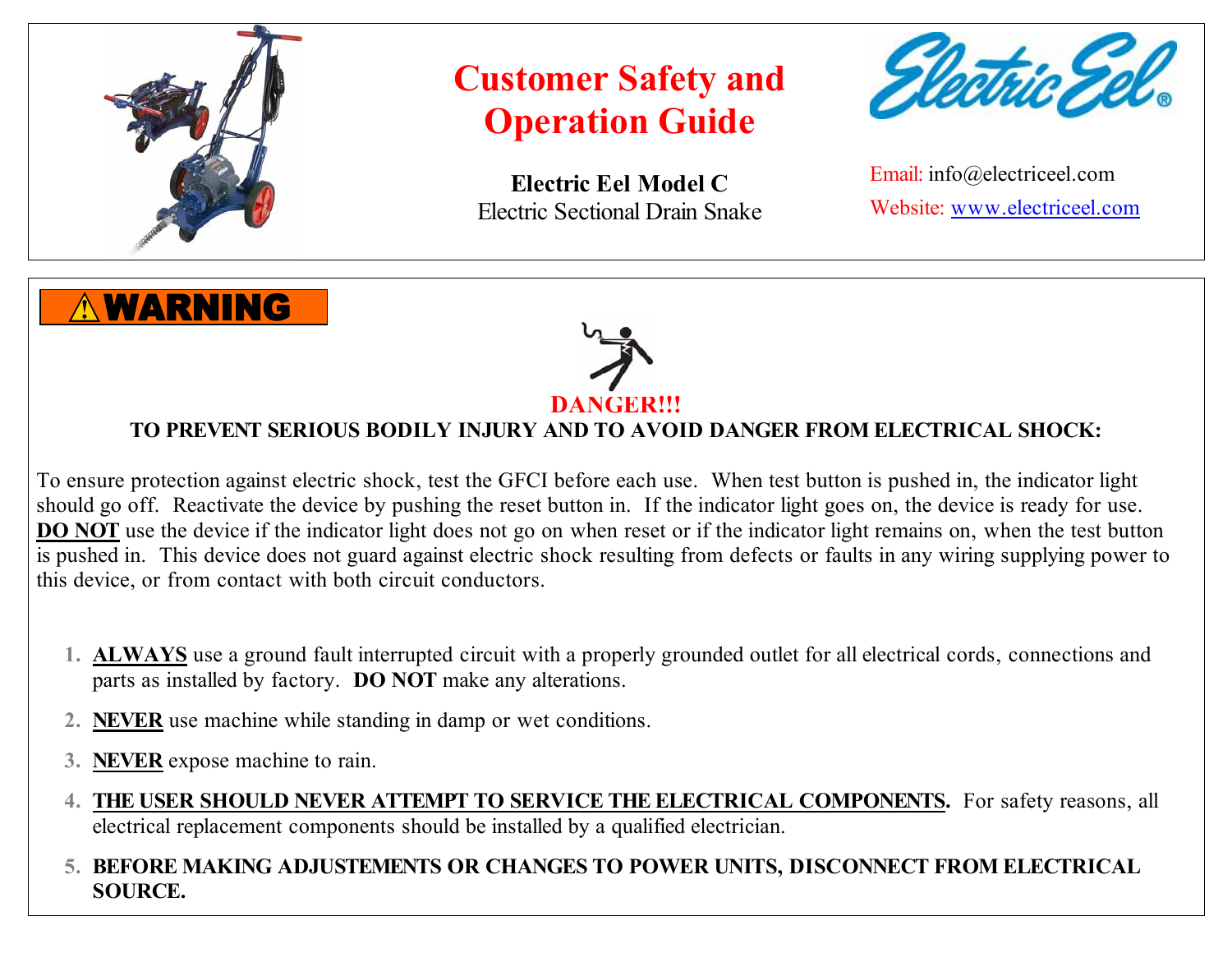# Customer Safety and Operation Guide

**Electric Eel Model C**
Electric Sectional Drain Snake

Email: info@electriceel.com
Website: www.electriceel.com

## WARNING

**DANGER!!!**

**TO PREVENT SERIOUS BODILY INJURY AND TO AVOID DANGER FROM ELECTRICAL SHOCK:**

To ensure protection against electric shock, test the GFCI before each use. When test button is pushed in, the indicator light should go off. Reactivate the device by pushing the reset button in. If the indicator light goes on, the device is ready for use. **DO NOT** use the device if the indicator light does not go on when reset or if the indicator light remains on, when the test button is pushed in. This device does not guard against electric shock resulting from defects or faults in any wiring supplying power to this device, or from contact with both circuit conductors.

1. **ALWAYS** use a ground fault interrupted circuit with a properly grounded outlet for all electrical cords, connections and parts as installed by factory. **DO NOT** make any alterations.
2. **NEVER** use machine while standing in damp or wet conditions.
3. **NEVER** expose machine to rain.
4. **THE USER SHOULD NEVER ATTEMPT TO SERVICE THE ELECTRICAL COMPONENTS.** For safety reasons, all electrical replacement components should be installed by a qualified electrician.
5. **BEFORE MAKING ADJUSTEMENTS OR CHANGES TO POWER UNITS, DISCONNECT FROM ELECTRICAL SOURCE.**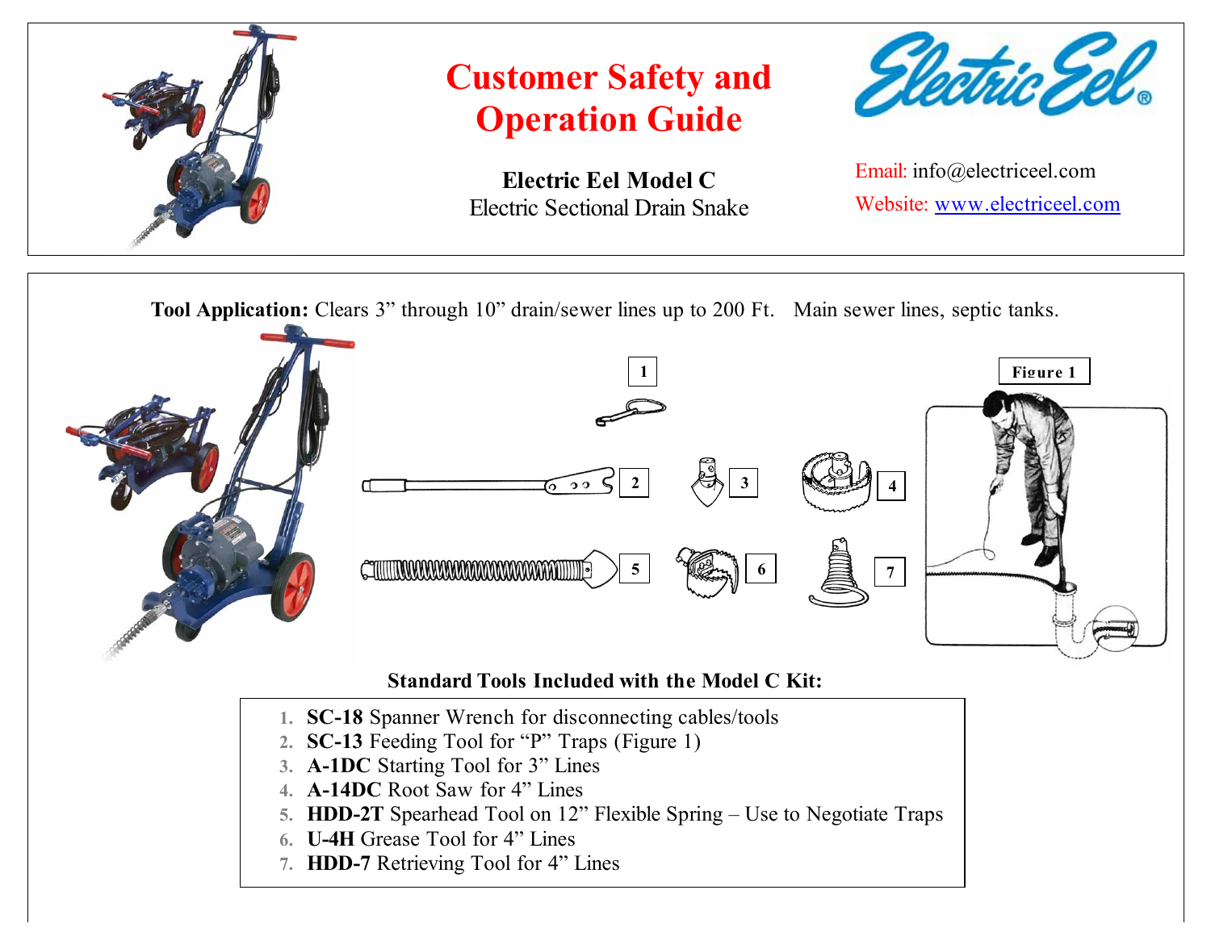# Customer Safety and Operation Guide

**Electric Eel Model C**
Electric Sectional Drain Snake

Email: info@electriceel.com
Website: www.electriceel.com

**Tool Application:** Clears 3" through 10" drain/sewer lines up to 200 Ft. Main sewer lines, septic tanks.

Figure 1

**Standard Tools Included with the Model C Kit:**

1. **SC-18** Spanner Wrench for disconnecting cables/tools
2. **SC-13** Feeding Tool for "P" Traps (Figure 1)
3. **A-1DC** Starting Tool for 3" Lines
4. **A-14DC** Root Saw for 4" Lines
5. **HDD-2T** Spearhead Tool on 12" Flexible Spring – Use to Negotiate Traps
6. **U-4H** Grease Tool for 4" Lines
7. **HDD-7** Retrieving Tool for 4" Lines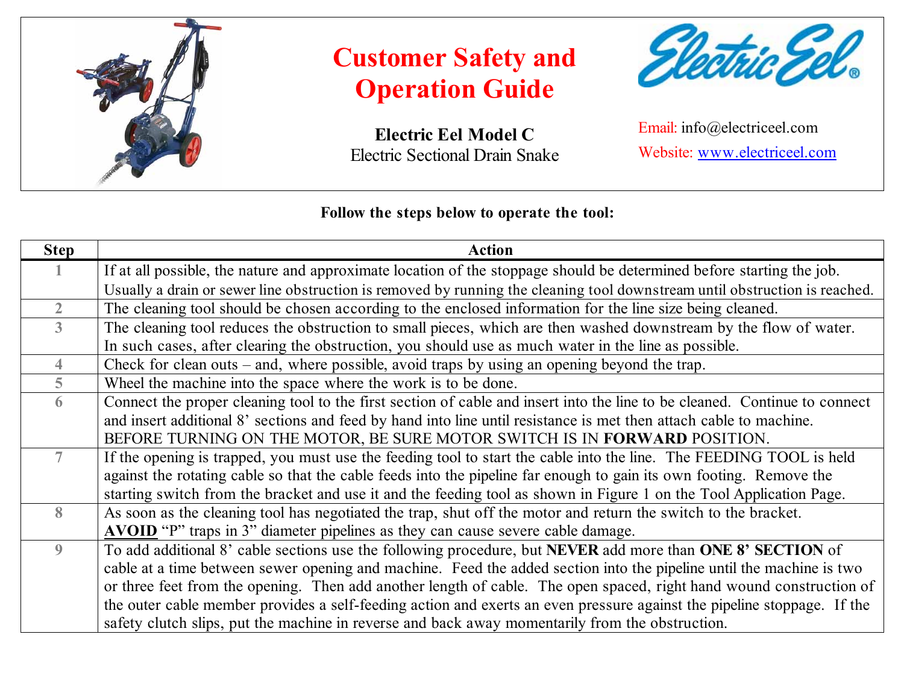# Customer Safety and Operation Guide

**Electric Eel Model C**
Electric Sectional Drain Snake

Email: info@electriceel.com
Website: www.electriceel.com

**Follow the steps below to operate the tool:**

| Step | Action |
|---|---|
| 1 | If at all possible, the nature and approximate location of the stoppage should be determined before starting the job. Usually a drain or sewer line obstruction is removed by running the cleaning tool downstream until obstruction is reached. |
| 2 | The cleaning tool should be chosen according to the enclosed information for the line size being cleaned. |
| 3 | The cleaning tool reduces the obstruction to small pieces, which are then washed downstream by the flow of water. In such cases, after clearing the obstruction, you should use as much water in the line as possible. |
| 4 | Check for clean outs – and, where possible, avoid traps by using an opening beyond the trap. |
| 5 | Wheel the machine into the space where the work is to be done. |
| 6 | Connect the proper cleaning tool to the first section of cable and insert into the line to be cleaned. Continue to connect and insert additional 8' sections and feed by hand into line until resistance is met then attach cable to machine. BEFORE TURNING ON THE MOTOR, BE SURE MOTOR SWITCH IS IN **FORWARD** POSITION. |
| 7 | If the opening is trapped, you must use the feeding tool to start the cable into the line. The FEEDING TOOL is held against the rotating cable so that the cable feeds into the pipeline far enough to gain its own footing. Remove the starting switch from the bracket and use it and the feeding tool as shown in Figure 1 on the Tool Application Page. |
| 8 | As soon as the cleaning tool has negotiated the trap, shut off the motor and return the switch to the bracket. **<u>AVOID</u>** "P" traps in 3" diameter pipelines as they can cause severe cable damage. |
| 9 | To add additional 8' cable sections use the following procedure, but **NEVER** add more than **ONE 8' SECTION** of cable at a time between sewer opening and machine. Feed the added section into the pipeline until the machine is two or three feet from the opening. Then add another length of cable. The open spaced, right hand wound construction of the outer cable member provides a self-feeding action and exerts an even pressure against the pipeline stoppage. If the safety clutch slips, put the machine in reverse and back away momentarily from the obstruction. |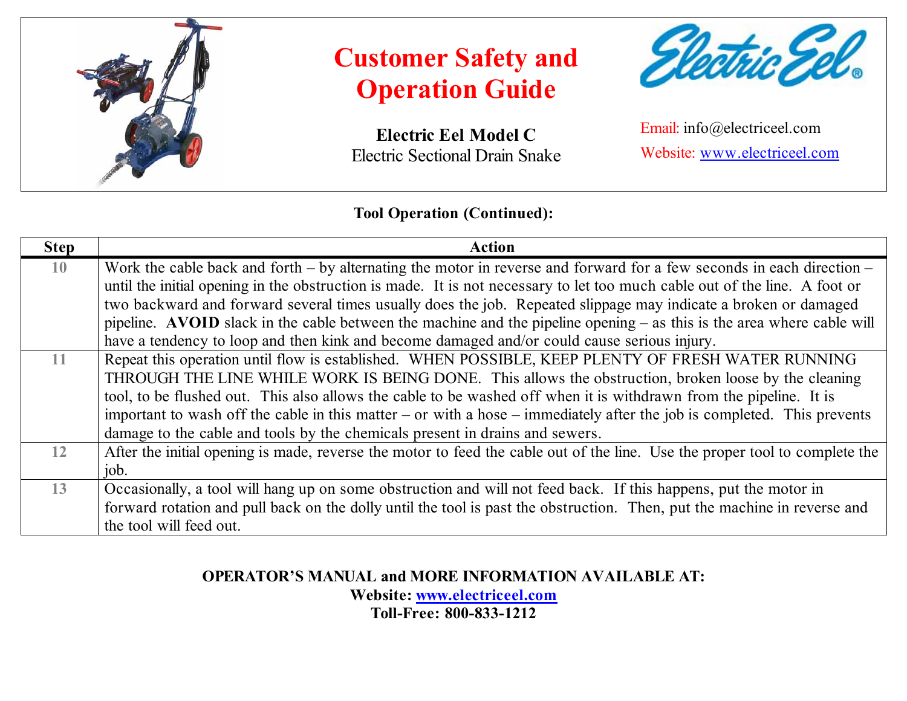# Customer Safety and Operation Guide

**Electric Eel Model C**
Electric Sectional Drain Snake

Email: info@electriceel.com
Website: www.electriceel.com

**Tool Operation (Continued):**

| Step | Action |
|---|---|
| 10 | Work the cable back and forth – by alternating the motor in reverse and forward for a few seconds in each direction – until the initial opening in the obstruction is made. It is not necessary to let too much cable out of the line. A foot or two backward and forward several times usually does the job. Repeated slippage may indicate a broken or damaged pipeline. **AVOID** slack in the cable between the machine and the pipeline opening – as this is the area where cable will have a tendency to loop and then kink and become damaged and/or could cause serious injury. |
| 11 | Repeat this operation until flow is established. WHEN POSSIBLE, KEEP PLENTY OF FRESH WATER RUNNING THROUGH THE LINE WHILE WORK IS BEING DONE. This allows the obstruction, broken loose by the cleaning tool, to be flushed out. This also allows the cable to be washed off when it is withdrawn from the pipeline. It is important to wash off the cable in this matter – or with a hose – immediately after the job is completed. This prevents damage to the cable and tools by the chemicals present in drains and sewers. |
| 12 | After the initial opening is made, reverse the motor to feed the cable out of the line. Use the proper tool to complete the job. |
| 13 | Occasionally, a tool will hang up on some obstruction and will not feed back. If this happens, put the motor in forward rotation and pull back on the dolly until the tool is past the obstruction. Then, put the machine in reverse and the tool will feed out. |

**OPERATOR'S MANUAL and MORE INFORMATION AVAILABLE AT:**
**Website: www.electriceel.com**
**Toll-Free: 800-833-1212**